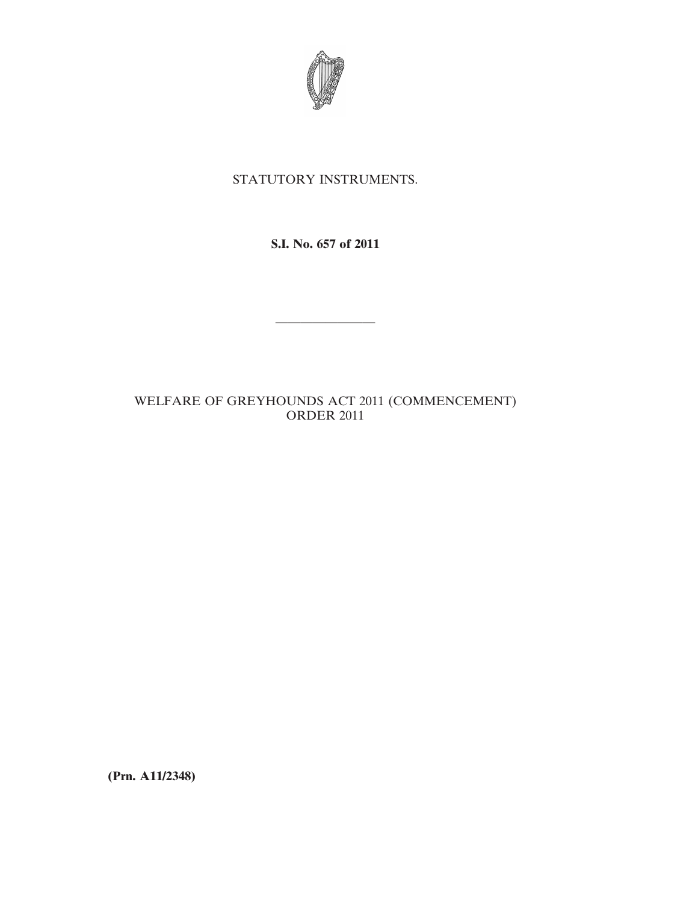STATUTORY INSTRUMENTS.

**S.I. No. 657 of 2011**

---

WELFARE OF GREYHOUNDS ACT 2011 (COMMENCEMENT) ORDER 2011

**(Prn. A11/2348)**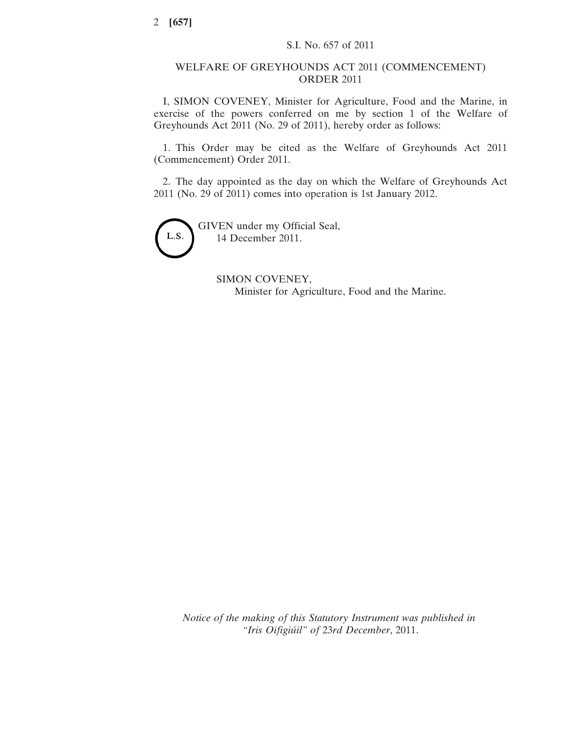S.I. No. 657 of 2011

# WELFARE OF GREYHOUNDS ACT 2011 (COMMENCEMENT) ORDER 2011

I, SIMON COVENEY, Minister for Agriculture, Food and the Marine, in exercise of the powers conferred on me by section 1 of the Welfare of Greyhounds Act 2011 (No. 29 of 2011), hereby order as follows:

1. This Order may be cited as the Welfare of Greyhounds Act 2011 (Commencement) Order 2011.

2. The day appointed as the day on which the Welfare of Greyhounds Act 2011 (No. 29 of 2011) comes into operation is 1st January 2012.

L.S.

GIVEN under my Official Seal,
14 December 2011.

SIMON COVENEY,
Minister for Agriculture, Food and the Marine.

*Notice of the making of this Statutory Instrument was published in "Iris Oifigiúil" of* 23*rd December*, 2011.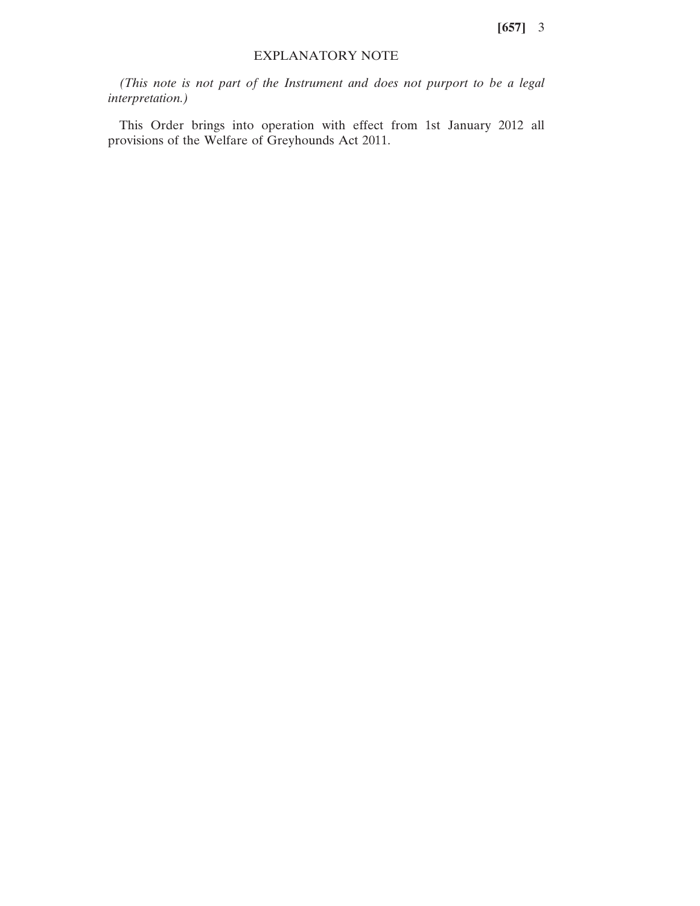## EXPLANATORY NOTE

*(This note is not part of the Instrument and does not purport to be a legal interpretation.)*

This Order brings into operation with effect from 1st January 2012 all provisions of the Welfare of Greyhounds Act 2011.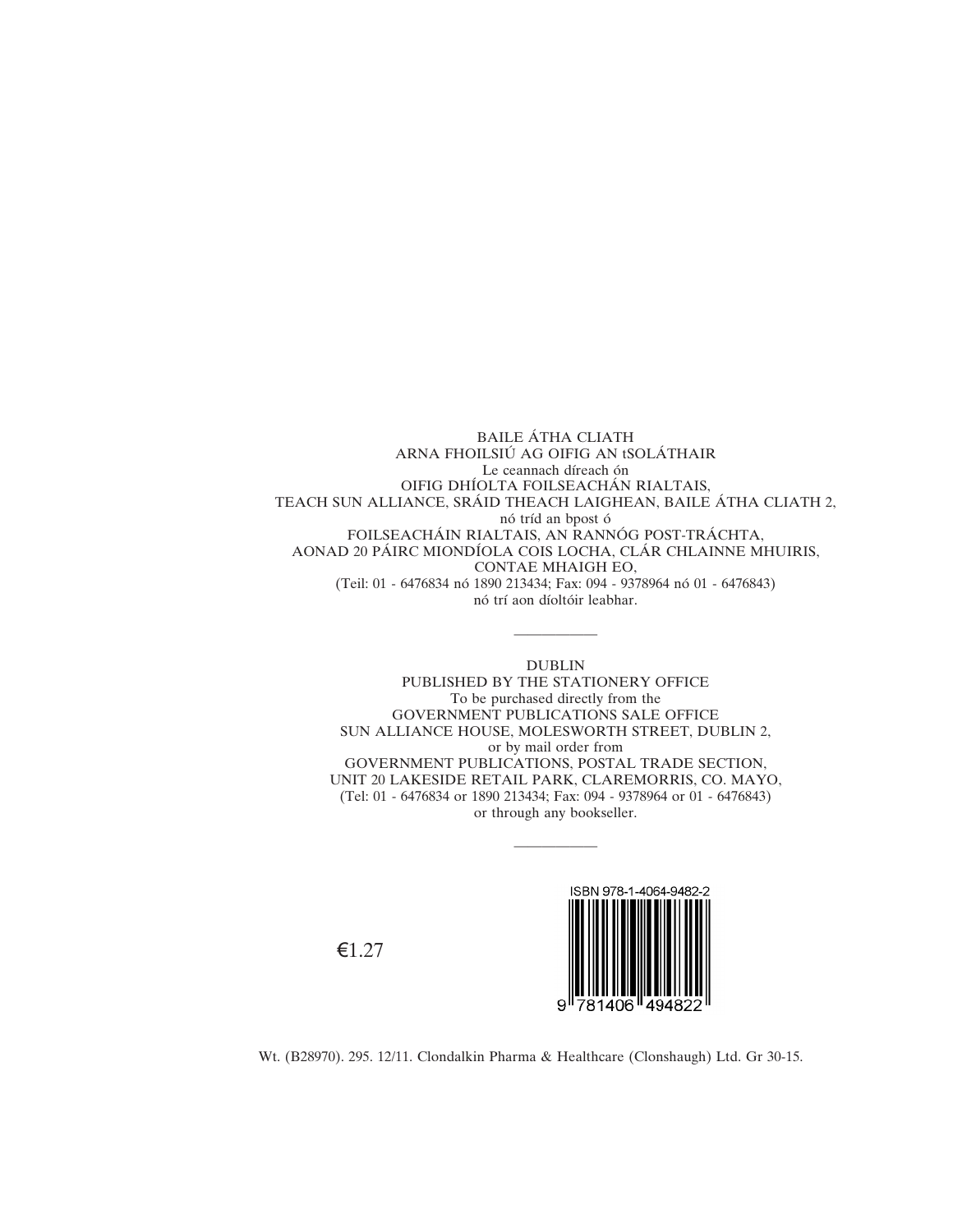BAILE ÁTHA CLIATH
ARNA FHOILSIÚ AG OIFIG AN tSOLÁTHAIR
Le ceannach díreach ón
OIFIG DHÍOLTA FOILSEACHÁN RIALTAIS,
TEACH SUN ALLIANCE, SRÁID THEACH LAIGHEAN, BAILE ÁTHA CLIATH 2,
nó tríd an bpost ó
FOILSEACHÁIN RIALTAIS, AN RANNÓG POST-TRÁCHTA,
AONAD 20 PÁIRC MIONDÍOLA COIS LOCHA, CLÁR CHLAINNE MHUIRIS,
CONTAE MHAIGH EO,
(Teil: 01 - 6476834 nó 1890 213434; Fax: 094 - 9378964 nó 01 - 6476843)
nó trí aon díoltóir leabhar.

---

DUBLIN
PUBLISHED BY THE STATIONERY OFFICE
To be purchased directly from the
GOVERNMENT PUBLICATIONS SALE OFFICE
SUN ALLIANCE HOUSE, MOLESWORTH STREET, DUBLIN 2,
or by mail order from
GOVERNMENT PUBLICATIONS, POSTAL TRADE SECTION,
UNIT 20 LAKESIDE RETAIL PARK, CLAREMORRIS, CO. MAYO,
(Tel: 01 - 6476834 or 1890 213434; Fax: 094 - 9378964 or 01 - 6476843)
or through any bookseller.

---

€1.27

ISBN 978-1-4064-9482-2

9 781406 494822

Wt. (B28970). 295. 12/11. Clondalkin Pharma & Healthcare (Clonshaugh) Ltd. Gr 30-15.